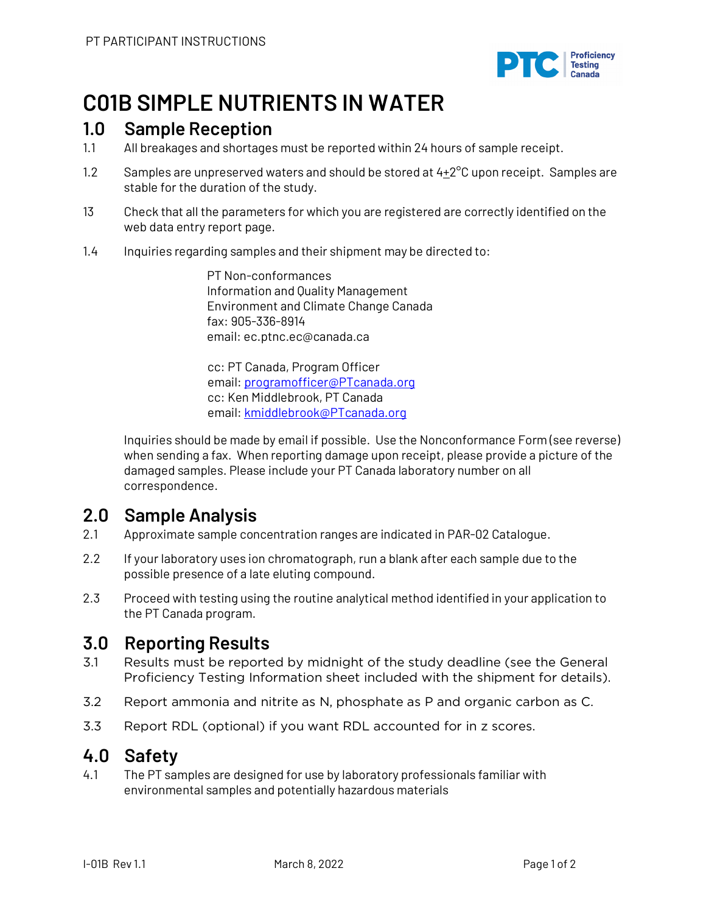PT PARTICIPANT INSTRUCTIONS

# C01B SIMPLE NUTRIENTS IN WATER

## 1.0 Sample Reception

1.1 All breakages and shortages must be reported within 24 hours of sample receipt.

1.2 Samples are unpreserved waters and should be stored at 4$\pm$2°C upon receipt. Samples are stable for the duration of the study.

13 Check that all the parameters for which you are registered are correctly identified on the web data entry report page.

1.4 Inquiries regarding samples and their shipment may be directed to:

PT Non-conformances
Information and Quality Management
Environment and Climate Change Canada
fax: 905-336-8914
email: ec.ptnc.ec@canada.ca

cc: PT Canada, Program Officer
email: programofficer@PTcanada.org
cc: Ken Middlebrook, PT Canada
email: kmiddlebrook@PTcanada.org

Inquiries should be made by email if possible. Use the Nonconformance Form (see reverse) when sending a fax. When reporting damage upon receipt, please provide a picture of the damaged samples. Please include your PT Canada laboratory number on all correspondence.

## 2.0 Sample Analysis

2.1 Approximate sample concentration ranges are indicated in PAR-02 Catalogue.

2.2 If your laboratory uses ion chromatograph, run a blank after each sample due to the possible presence of a late eluting compound.

2.3 Proceed with testing using the routine analytical method identified in your application to the PT Canada program.

## 3.0 Reporting Results

3.1 Results must be reported by midnight of the study deadline (see the General Proficiency Testing Information sheet included with the shipment for details).

3.2 Report ammonia and nitrite as N, phosphate as P and organic carbon as C.

3.3 Report RDL (optional) if you want RDL accounted for in z scores.

## 4.0 Safety

4.1 The PT samples are designed for use by laboratory professionals familiar with environmental samples and potentially hazardous materials

I-01B Rev 1.1 March 8, 2022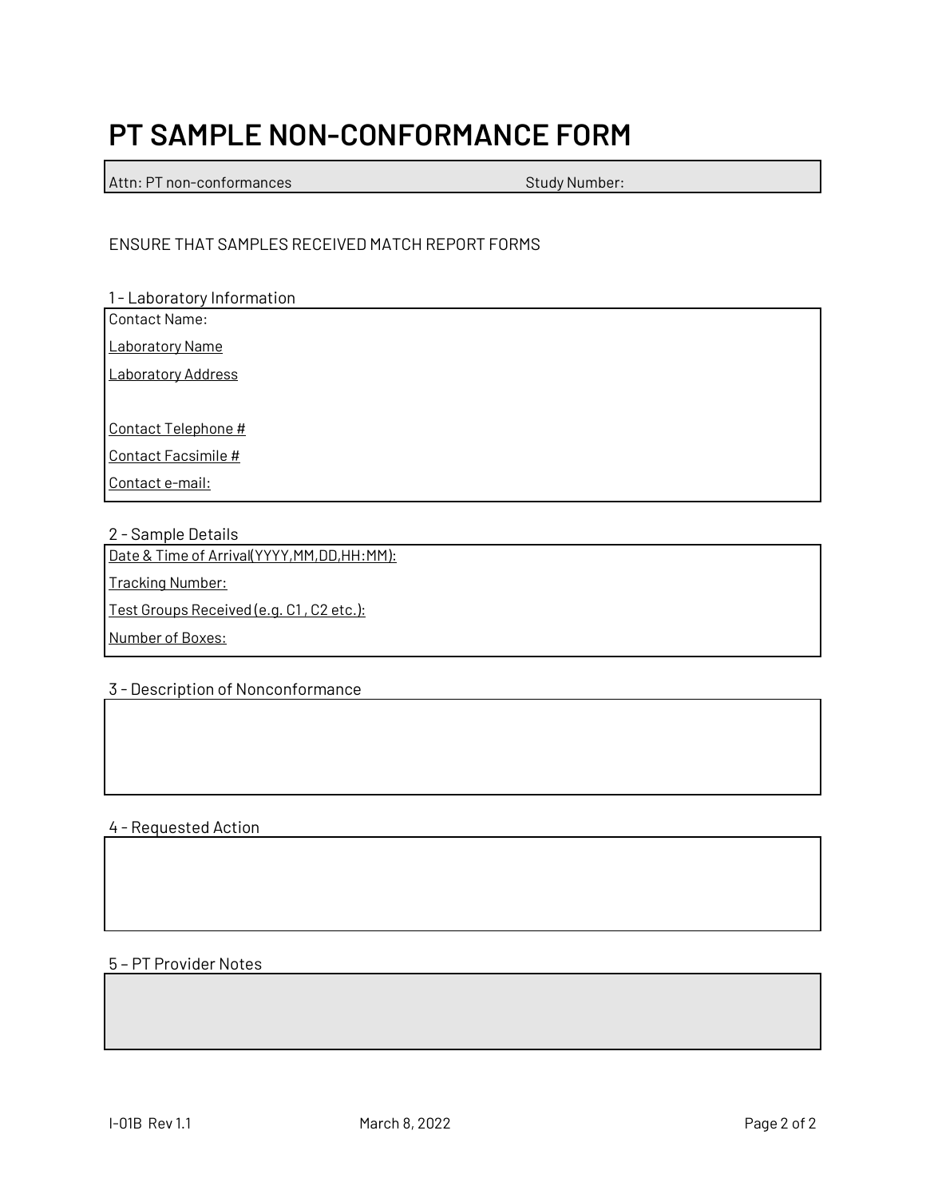# PT SAMPLE NON-CONFORMANCE FORM

| Attn: PT non-conformances | Study Number: |
| --- | --- |

ENSURE THAT SAMPLES RECEIVED MATCH REPORT FORMS

## 1 - Laboratory Information

Contact Name:

Laboratory Name

Laboratory Address

Contact Telephone #

Contact Facsimile #

Contact e-mail:

## 2 - Sample Details

Date & Time of Arrival(YYYY,MM,DD,HH:MM):

Tracking Number:

Test Groups Received (e.g. C1 , C2 etc.):

Number of Boxes:

## 3 - Description of Nonconformance

## 4 - Requested Action

## 5 – PT Provider Notes

I-01B Rev 1.1 March 8, 2022